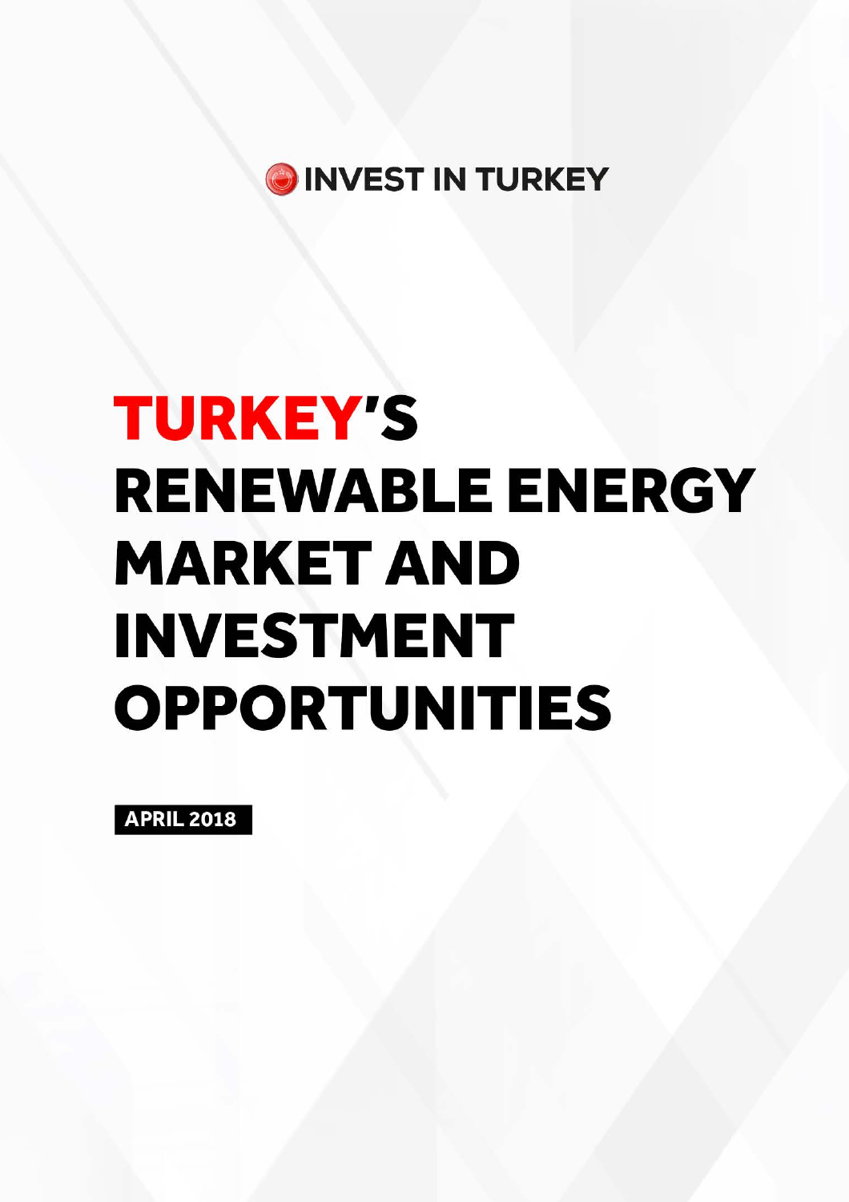INVEST IN TURKEY

# TURKEY'S RENEWABLE ENERGY MARKET AND INVESTMENT OPPORTUNITIES

**APRIL 2018**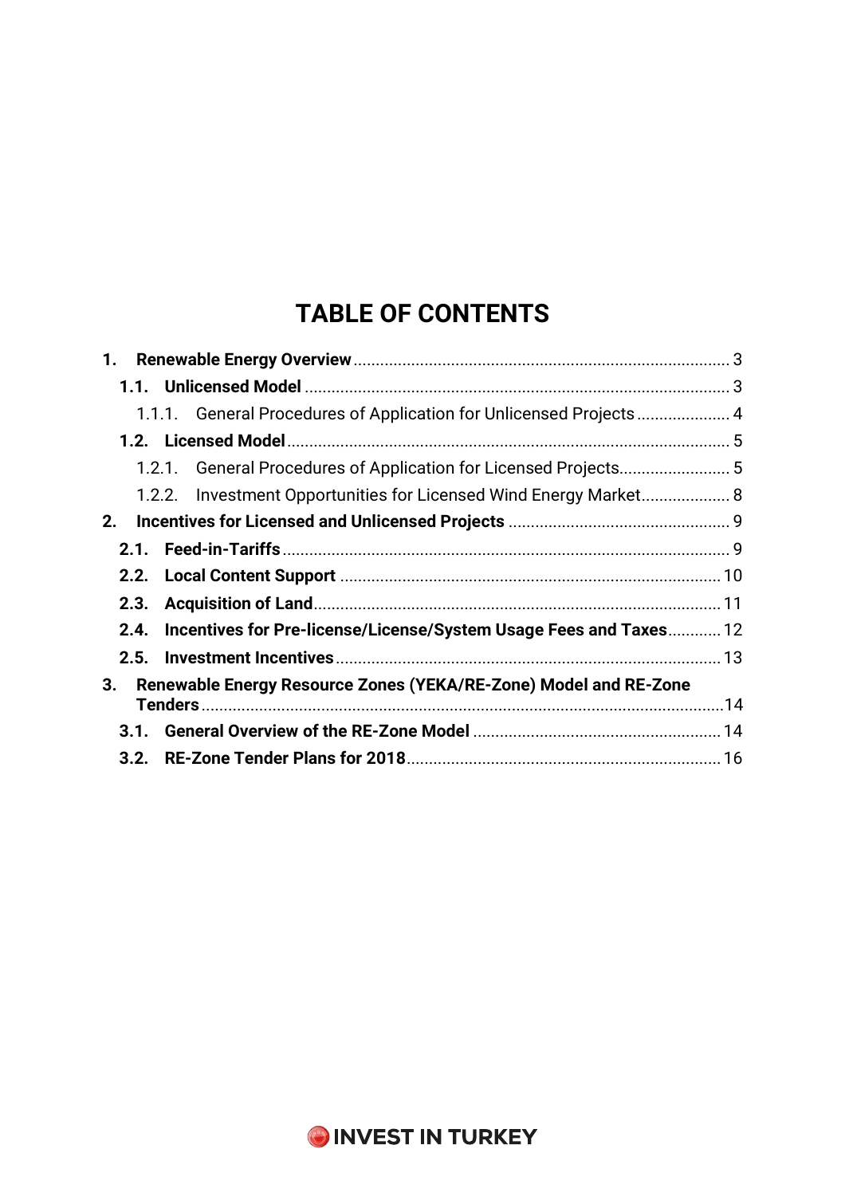# TABLE OF CONTENTS

1. **Renewable Energy Overview** .......... 3
   - **1.1. Unlicensed Model** .......... 3
     - 1.1.1. General Procedures of Application for Unlicensed Projects .......... 4
   - **1.2. Licensed Model** .......... 5
     - 1.2.1. General Procedures of Application for Licensed Projects .......... 5
     - 1.2.2. Investment Opportunities for Licensed Wind Energy Market .......... 8
2. **Incentives for Licensed and Unlicensed Projects** .......... 9
   - **2.1. Feed-in-Tariffs** .......... 9
   - **2.2. Local Content Support** .......... 10
   - **2.3. Acquisition of Land** .......... 11
   - **2.4. Incentives for Pre-license/License/System Usage Fees and Taxes** .......... 12
   - **2.5. Investment Incentives** .......... 13
3. **Renewable Energy Resource Zones (YEKA/RE-Zone) Model and RE-Zone Tenders** .......... 14
   - **3.1. General Overview of the RE-Zone Model** .......... 14
   - **3.2. RE-Zone Tender Plans for 2018** .......... 16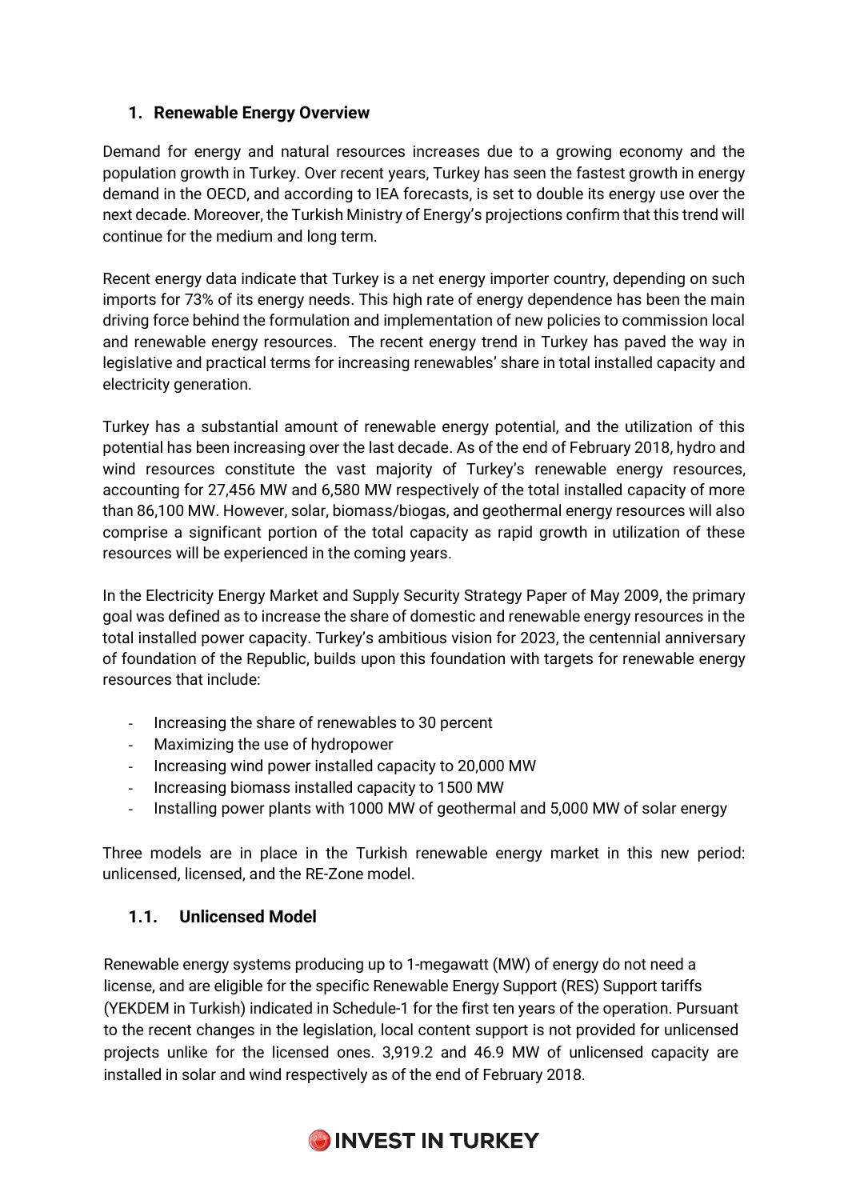## 1. Renewable Energy Overview

Demand for energy and natural resources increases due to a growing economy and the population growth in Turkey. Over recent years, Turkey has seen the fastest growth in energy demand in the OECD, and according to IEA forecasts, is set to double its energy use over the next decade. Moreover, the Turkish Ministry of Energy's projections confirm that this trend will continue for the medium and long term.

Recent energy data indicate that Turkey is a net energy importer country, depending on such imports for 73% of its energy needs. This high rate of energy dependence has been the main driving force behind the formulation and implementation of new policies to commission local and renewable energy resources. The recent energy trend in Turkey has paved the way in legislative and practical terms for increasing renewables' share in total installed capacity and electricity generation.

Turkey has a substantial amount of renewable energy potential, and the utilization of this potential has been increasing over the last decade. As of the end of February 2018, hydro and wind resources constitute the vast majority of Turkey's renewable energy resources, accounting for 27,456 MW and 6,580 MW respectively of the total installed capacity of more than 86,100 MW. However, solar, biomass/biogas, and geothermal energy resources will also comprise a significant portion of the total capacity as rapid growth in utilization of these resources will be experienced in the coming years.

In the Electricity Energy Market and Supply Security Strategy Paper of May 2009, the primary goal was defined as to increase the share of domestic and renewable energy resources in the total installed power capacity. Turkey's ambitious vision for 2023, the centennial anniversary of foundation of the Republic, builds upon this foundation with targets for renewable energy resources that include:

- Increasing the share of renewables to 30 percent
- Maximizing the use of hydropower
- Increasing wind power installed capacity to 20,000 MW
- Increasing biomass installed capacity to 1500 MW
- Installing power plants with 1000 MW of geothermal and 5,000 MW of solar energy

Three models are in place in the Turkish renewable energy market in this new period: unlicensed, licensed, and the RE-Zone model.

### 1.1. Unlicensed Model

Renewable energy systems producing up to 1-megawatt (MW) of energy do not need a license, and are eligible for the specific Renewable Energy Support (RES) Support tariffs (YEKDEM in Turkish) indicated in Schedule-1 for the first ten years of the operation. Pursuant to the recent changes in the legislation, local content support is not provided for unlicensed projects unlike for the licensed ones. 3,919.2 and 46.9 MW of unlicensed capacity are installed in solar and wind respectively as of the end of February 2018.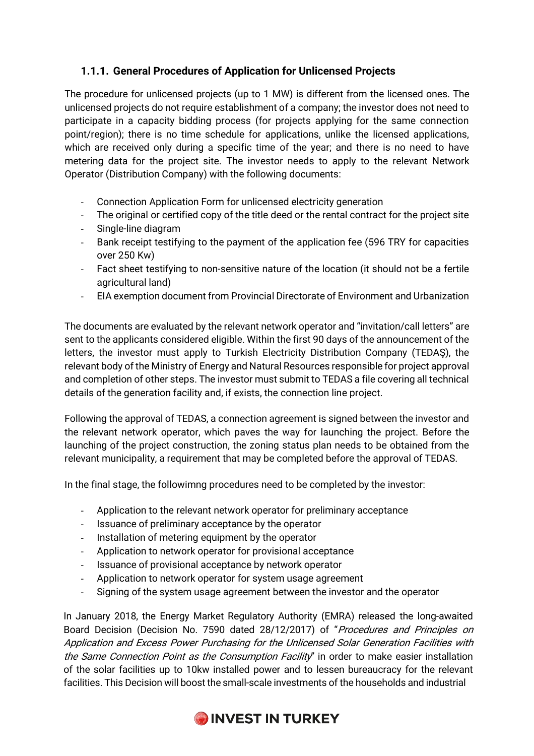### 1.1.1. General Procedures of Application for Unlicensed Projects

The procedure for unlicensed projects (up to 1 MW) is different from the licensed ones. The unlicensed projects do not require establishment of a company; the investor does not need to participate in a capacity bidding process (for projects applying for the same connection point/region); there is no time schedule for applications, unlike the licensed applications, which are received only during a specific time of the year; and there is no need to have metering data for the project site. The investor needs to apply to the relevant Network Operator (Distribution Company) with the following documents:

- Connection Application Form for unlicensed electricity generation
- The original or certified copy of the title deed or the rental contract for the project site
- Single-line diagram
- Bank receipt testifying to the payment of the application fee (596 TRY for capacities over 250 Kw)
- Fact sheet testifying to non-sensitive nature of the location (it should not be a fertile agricultural land)
- EIA exemption document from Provincial Directorate of Environment and Urbanization

The documents are evaluated by the relevant network operator and "invitation/call letters" are sent to the applicants considered eligible. Within the first 90 days of the announcement of the letters, the investor must apply to Turkish Electricity Distribution Company (TEDAŞ), the relevant body of the Ministry of Energy and Natural Resources responsible for project approval and completion of other steps. The investor must submit to TEDAS a file covering all technical details of the generation facility and, if exists, the connection line project.

Following the approval of TEDAS, a connection agreement is signed between the investor and the relevant network operator, which paves the way for launching the project. Before the launching of the project construction, the zoning status plan needs to be obtained from the relevant municipality, a requirement that may be completed before the approval of TEDAS.

In the final stage, the followimng procedures need to be completed by the investor:

- Application to the relevant network operator for preliminary acceptance
- Issuance of preliminary acceptance by the operator
- Installation of metering equipment by the operator
- Application to network operator for provisional acceptance
- Issuance of provisional acceptance by network operator
- Application to network operator for system usage agreement
- Signing of the system usage agreement between the investor and the operator

In January 2018, the Energy Market Regulatory Authority (EMRA) released the long-awaited Board Decision (Decision No. 7590 dated 28/12/2017) of "*Procedures and Principles on Application and Excess Power Purchasing for the Unlicensed Solar Generation Facilities with the Same Connection Point as the Consumption Facility*" in order to make easier installation of the solar facilities up to 10kw installed power and to lessen bureaucracy for the relevant facilities. This Decision will boost the small-scale investments of the households and industrial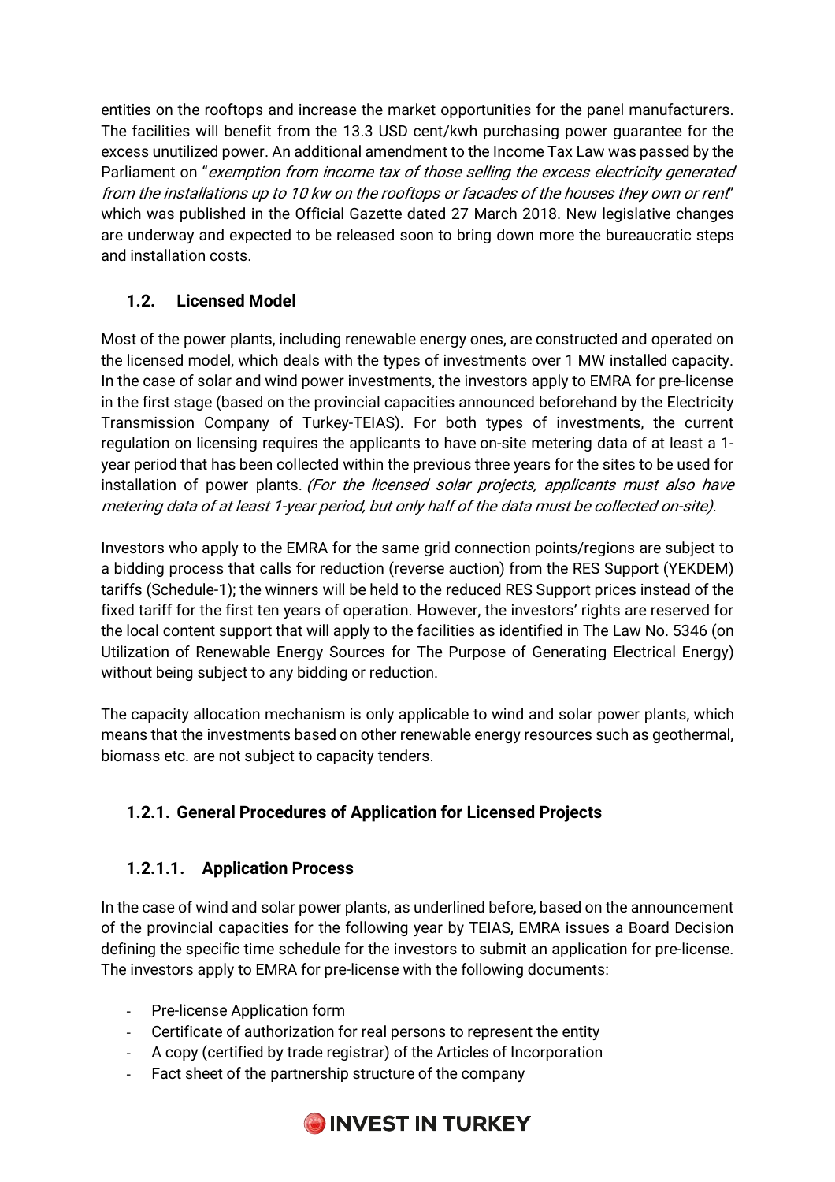entities on the rooftops and increase the market opportunities for the panel manufacturers. The facilities will benefit from the 13.3 USD cent/kwh purchasing power guarantee for the excess unutilized power. An additional amendment to the Income Tax Law was passed by the Parliament on "*exemption from income tax of those selling the excess electricity generated from the installations up to 10 kw on the rooftops or facades of the houses they own or rent*" which was published in the Official Gazette dated 27 March 2018. New legislative changes are underway and expected to be released soon to bring down more the bureaucratic steps and installation costs.

## 1.2. Licensed Model

Most of the power plants, including renewable energy ones, are constructed and operated on the licensed model, which deals with the types of investments over 1 MW installed capacity. In the case of solar and wind power investments, the investors apply to EMRA for pre-license in the first stage (based on the provincial capacities announced beforehand by the Electricity Transmission Company of Turkey-TEIAS). For both types of investments, the current regulation on licensing requires the applicants to have on-site metering data of at least a 1-year period that has been collected within the previous three years for the sites to be used for installation of power plants. *(For the licensed solar projects, applicants must also have metering data of at least 1-year period, but only half of the data must be collected on-site).*

Investors who apply to the EMRA for the same grid connection points/regions are subject to a bidding process that calls for reduction (reverse auction) from the RES Support (YEKDEM) tariffs (Schedule-1); the winners will be held to the reduced RES Support prices instead of the fixed tariff for the first ten years of operation. However, the investors' rights are reserved for the local content support that will apply to the facilities as identified in The Law No. 5346 (on Utilization of Renewable Energy Sources for The Purpose of Generating Electrical Energy) without being subject to any bidding or reduction.

The capacity allocation mechanism is only applicable to wind and solar power plants, which means that the investments based on other renewable energy resources such as geothermal, biomass etc. are not subject to capacity tenders.

### 1.2.1. General Procedures of Application for Licensed Projects

#### 1.2.1.1. Application Process

In the case of wind and solar power plants, as underlined before, based on the announcement of the provincial capacities for the following year by TEIAS, EMRA issues a Board Decision defining the specific time schedule for the investors to submit an application for pre-license. The investors apply to EMRA for pre-license with the following documents:

- Pre-license Application form
- Certificate of authorization for real persons to represent the entity
- A copy (certified by trade registrar) of the Articles of Incorporation
- Fact sheet of the partnership structure of the company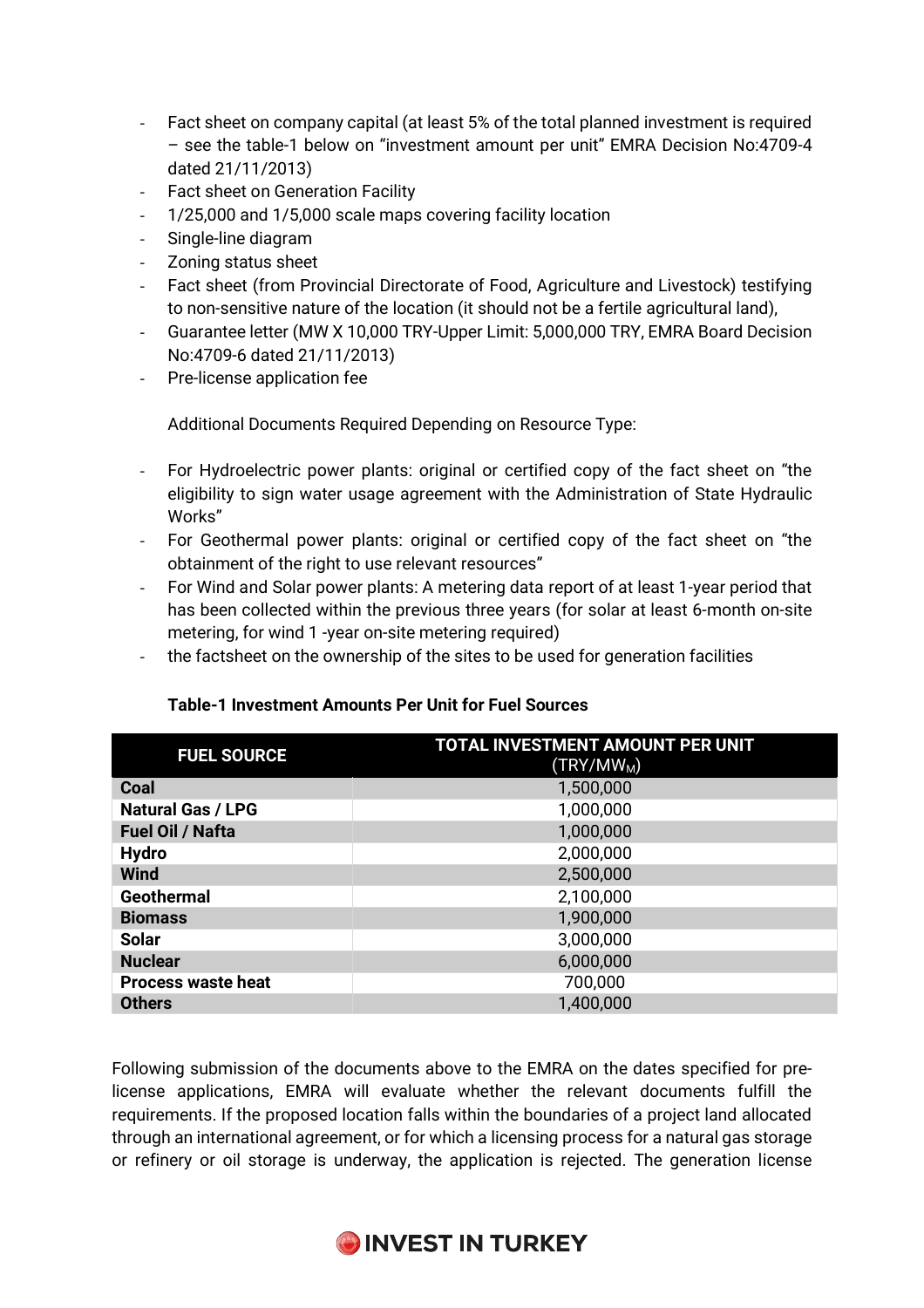- Fact sheet on company capital (at least 5% of the total planned investment is required – see the table-1 below on "investment amount per unit" EMRA Decision No:4709-4 dated 21/11/2013)
- Fact sheet on Generation Facility
- 1/25,000 and 1/5,000 scale maps covering facility location
- Single-line diagram
- Zoning status sheet
- Fact sheet (from Provincial Directorate of Food, Agriculture and Livestock) testifying to non-sensitive nature of the location (it should not be a fertile agricultural land),
- Guarantee letter (MW X 10,000 TRY-Upper Limit: 5,000,000 TRY, EMRA Board Decision No:4709-6 dated 21/11/2013)
- Pre-license application fee

Additional Documents Required Depending on Resource Type:

- For Hydroelectric power plants: original or certified copy of the fact sheet on "the eligibility to sign water usage agreement with the Administration of State Hydraulic Works"
- For Geothermal power plants: original or certified copy of the fact sheet on "the obtainment of the right to use relevant resources"
- For Wind and Solar power plants: A metering data report of at least 1-year period that has been collected within the previous three years (for solar at least 6-month on-site metering, for wind 1 -year on-site metering required)
- the factsheet on the ownership of the sites to be used for generation facilities

**Table-1 Investment Amounts Per Unit for Fuel Sources**

| FUEL SOURCE | TOTAL INVESTMENT AMOUNT PER UNIT (TRY/$MW_M$) |
|---|---|
| **Coal** | 1,500,000 |
| **Natural Gas / LPG** | 1,000,000 |
| **Fuel Oil / Nafta** | 1,000,000 |
| **Hydro** | 2,000,000 |
| **Wind** | 2,500,000 |
| **Geothermal** | 2,100,000 |
| **Biomass** | 1,900,000 |
| **Solar** | 3,000,000 |
| **Nuclear** | 6,000,000 |
| **Process waste heat** | 700,000 |
| **Others** | 1,400,000 |

Following submission of the documents above to the EMRA on the dates specified for pre-license applications, EMRA will evaluate whether the relevant documents fulfill the requirements. If the proposed location falls within the boundaries of a project land allocated through an international agreement, or for which a licensing process for a natural gas storage or refinery or oil storage is underway, the application is rejected. The generation license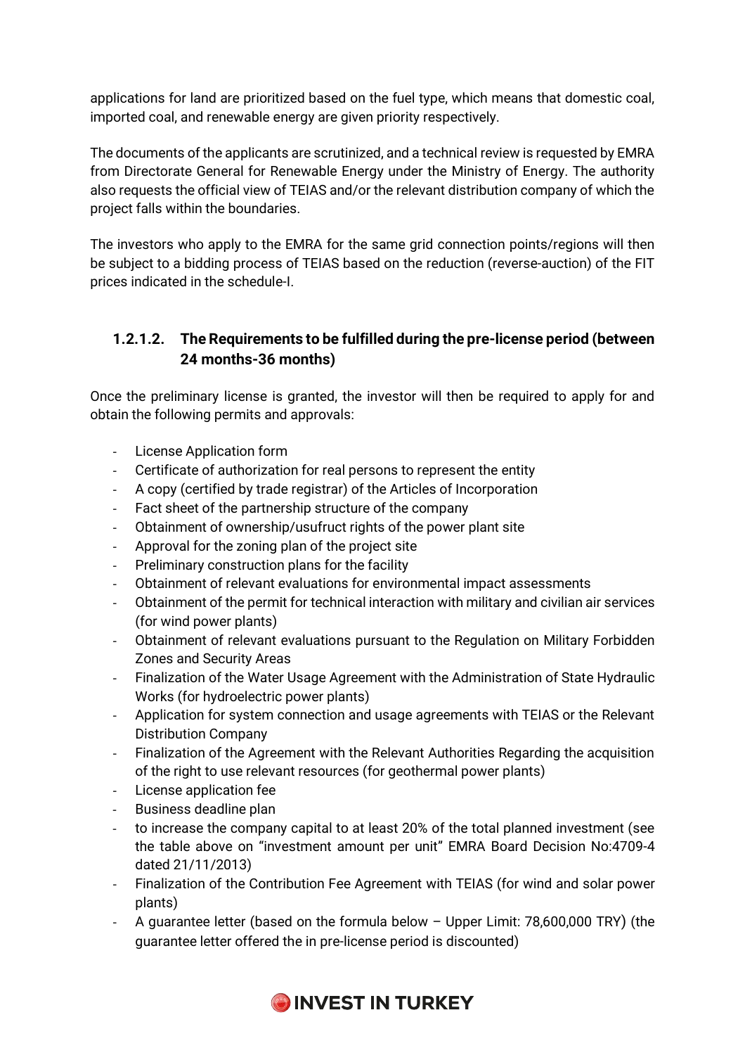applications for land are prioritized based on the fuel type, which means that domestic coal, imported coal, and renewable energy are given priority respectively.

The documents of the applicants are scrutinized, and a technical review is requested by EMRA from Directorate General for Renewable Energy under the Ministry of Energy. The authority also requests the official view of TEIAS and/or the relevant distribution company of which the project falls within the boundaries.

The investors who apply to the EMRA for the same grid connection points/regions will then be subject to a bidding process of TEIAS based on the reduction (reverse-auction) of the FIT prices indicated in the schedule-I.

#### 1.2.1.2. The Requirements to be fulfilled during the pre-license period (between 24 months-36 months)

Once the preliminary license is granted, the investor will then be required to apply for and obtain the following permits and approvals:

- License Application form
- Certificate of authorization for real persons to represent the entity
- A copy (certified by trade registrar) of the Articles of Incorporation
- Fact sheet of the partnership structure of the company
- Obtainment of ownership/usufruct rights of the power plant site
- Approval for the zoning plan of the project site
- Preliminary construction plans for the facility
- Obtainment of relevant evaluations for environmental impact assessments
- Obtainment of the permit for technical interaction with military and civilian air services (for wind power plants)
- Obtainment of relevant evaluations pursuant to the Regulation on Military Forbidden Zones and Security Areas
- Finalization of the Water Usage Agreement with the Administration of State Hydraulic Works (for hydroelectric power plants)
- Application for system connection and usage agreements with TEIAS or the Relevant Distribution Company
- Finalization of the Agreement with the Relevant Authorities Regarding the acquisition of the right to use relevant resources (for geothermal power plants)
- License application fee
- Business deadline plan
- to increase the company capital to at least 20% of the total planned investment (see the table above on "investment amount per unit" EMRA Board Decision No:4709-4 dated 21/11/2013)
- Finalization of the Contribution Fee Agreement with TEIAS (for wind and solar power plants)
- A guarantee letter (based on the formula below – Upper Limit: 78,600,000 TRY) (the guarantee letter offered the in pre-license period is discounted)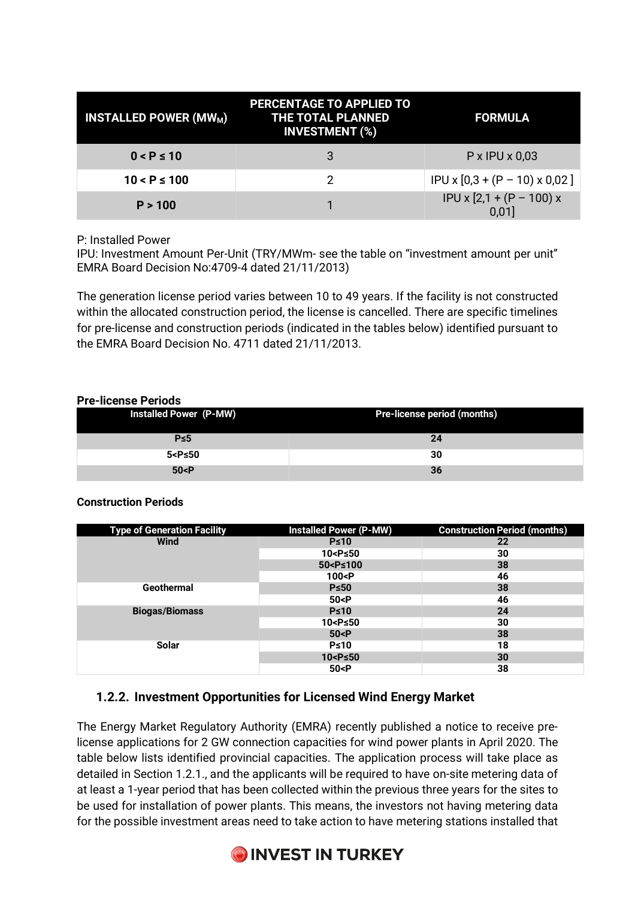| INSTALLED POWER ($MW_M$) | PERCENTAGE TO APPLIED TO THE TOTAL PLANNED INVESTMENT (%) | FORMULA |
|---|---|---|
| 0 < P ≤ 10 | 3 | P x IPU x 0,03 |
| 10 < P ≤ 100 | 2 | IPU x [0,3 + (P – 10) x 0,02 ] |
| P > 100 | 1 | IPU x [2,1 + (P – 100) x 0,01] |

P: Installed Power
IPU: Investment Amount Per-Unit (TRY/MWm- see the table on "investment amount per unit" EMRA Board Decision No:4709-4 dated 21/11/2013)

The generation license period varies between 10 to 49 years. If the facility is not constructed within the allocated construction period, the license is cancelled. There are specific timelines for pre-license and construction periods (indicated in the tables below) identified pursuant to the EMRA Board Decision No. 4711 dated 21/11/2013.

**Pre-license Periods**

| Installed Power (P-MW) | Pre-license period (months) |
|---|---|
| P≤5 | 24 |
| 5<P≤50 | 30 |
| 50<P | 36 |

**Construction Periods**

| Type of Generation Facility | Installed Power (P-MW) | Construction Period (months) |
|---|---|---|
| Wind | P≤10 | 22 |
| | 10<P≤50 | 30 |
| | 50<P≤100 | 38 |
| | 100<P | 46 |
| Geothermal | P≤50 | 38 |
| | 50<P | 46 |
| Biogas/Biomass | P≤10 | 24 |
| | 10<P≤50 | 30 |
| | 50<P | 38 |
| Solar | P≤10 | 18 |
| | 10<P≤50 | 30 |
| | 50<P | 38 |

### 1.2.2. Investment Opportunities for Licensed Wind Energy Market

The Energy Market Regulatory Authority (EMRA) recently published a notice to receive pre-license applications for 2 GW connection capacities for wind power plants in April 2020. The table below lists identified provincial capacities. The application process will take place as detailed in Section 1.2.1., and the applicants will be required to have on-site metering data of at least a 1-year period that has been collected within the previous three years for the sites to be used for installation of power plants. This means, the investors not having metering data for the possible investment areas need to take action to have metering stations installed that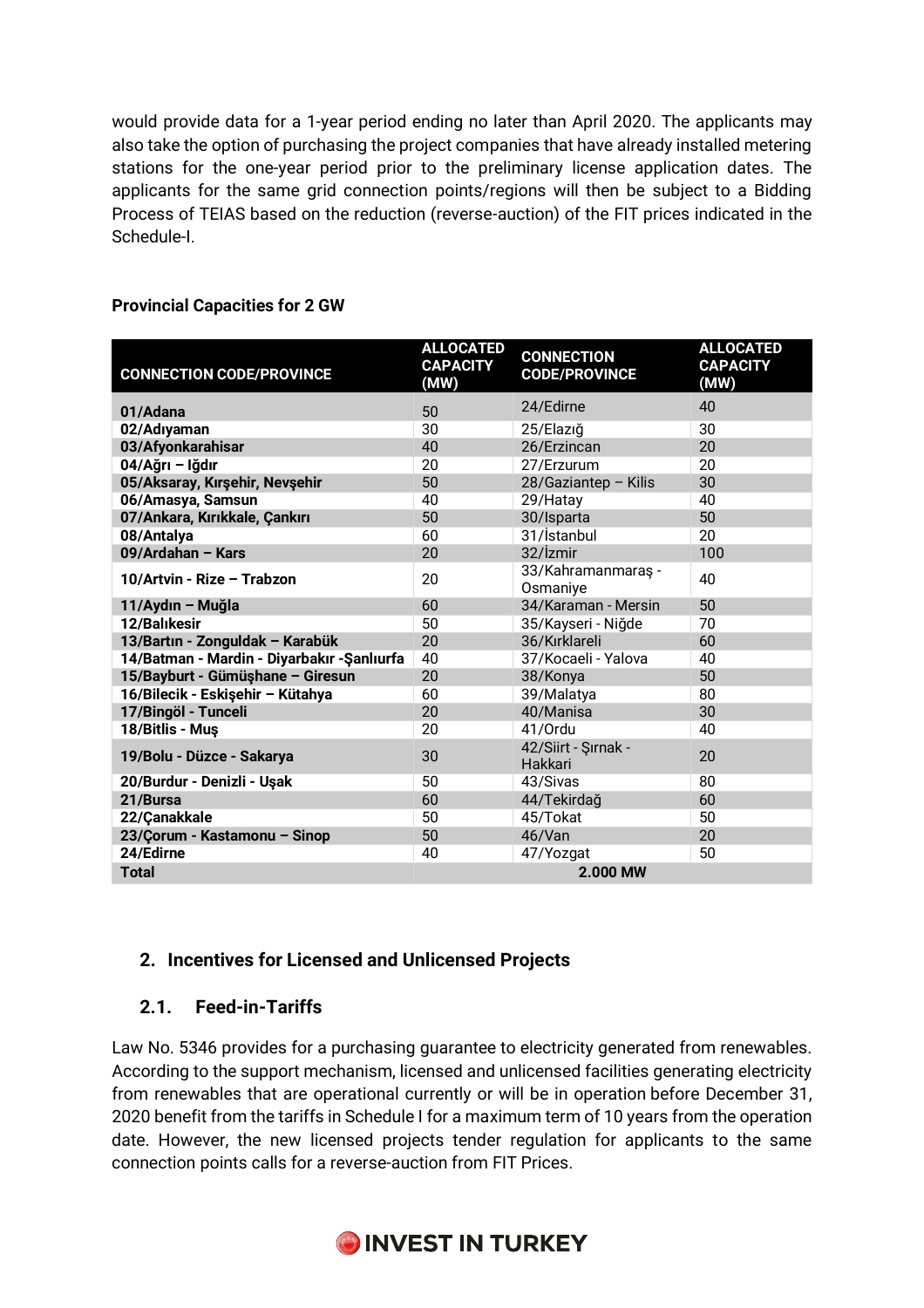would provide data for a 1-year period ending no later than April 2020. The applicants may also take the option of purchasing the project companies that have already installed metering stations for the one-year period prior to the preliminary license application dates. The applicants for the same grid connection points/regions will then be subject to a Bidding Process of TEIAS based on the reduction (reverse-auction) of the FIT prices indicated in the Schedule-I.

**Provincial Capacities for 2 GW**

| CONNECTION CODE/PROVINCE | ALLOCATED CAPACITY (MW) | CONNECTION CODE/PROVINCE | ALLOCATED CAPACITY (MW) |
|---|---|---|---|
| **01/Adana** | 50 | 24/Edirne | 40 |
| **02/Adıyaman** | 30 | 25/Elazığ | 30 |
| **03/Afyonkarahisar** | 40 | 26/Erzincan | 20 |
| **04/Ağrı – Iğdır** | 20 | 27/Erzurum | 20 |
| **05/Aksaray, Kırşehir, Nevşehir** | 50 | 28/Gaziantep – Kilis | 30 |
| **06/Amasya, Samsun** | 40 | 29/Hatay | 40 |
| **07/Ankara, Kırıkkale, Çankırı** | 50 | 30/Isparta | 50 |
| **08/Antalya** | 60 | 31/İstanbul | 20 |
| **09/Ardahan – Kars** | 20 | 32/İzmir | 100 |
| **10/Artvin - Rize – Trabzon** | 20 | 33/Kahramanmaraş - Osmaniye | 40 |
| **11/Aydın – Muğla** | 60 | 34/Karaman - Mersin | 50 |
| **12/Balıkesir** | 50 | 35/Kayseri - Niğde | 70 |
| **13/Bartın - Zonguldak – Karabük** | 20 | 36/Kırklareli | 60 |
| **14/Batman - Mardin - Diyarbakır -Şanlıurfa** | 40 | 37/Kocaeli - Yalova | 40 |
| **15/Bayburt - Gümüşhane – Giresun** | 20 | 38/Konya | 50 |
| **16/Bilecik - Eskişehir – Kütahya** | 60 | 39/Malatya | 80 |
| **17/Bingöl - Tunceli** | 20 | 40/Manisa | 30 |
| **18/Bitlis - Muş** | 20 | 41/Ordu | 40 |
| **19/Bolu - Düzce - Sakarya** | 30 | 42/Siirt - Şırnak - Hakkari | 20 |
| **20/Burdur - Denizli - Uşak** | 50 | 43/Sivas | 80 |
| **21/Bursa** | 60 | 44/Tekirdağ | 60 |
| **22/Çanakkale** | 50 | 45/Tokat | 50 |
| **23/Çorum - Kastamonu – Sinop** | 50 | 46/Van | 20 |
| **24/Edirne** | 40 | 47/Yozgat | 50 |
| **Total** | **2.000 MW** | | |

## 2. Incentives for Licensed and Unlicensed Projects

### 2.1. Feed-in-Tariffs

Law No. 5346 provides for a purchasing guarantee to electricity generated from renewables. According to the support mechanism, licensed and unlicensed facilities generating electricity from renewables that are operational currently or will be in operation before December 31, 2020 benefit from the tariffs in Schedule I for a maximum term of 10 years from the operation date. However, the new licensed projects tender regulation for applicants to the same connection points calls for a reverse-auction from FIT Prices.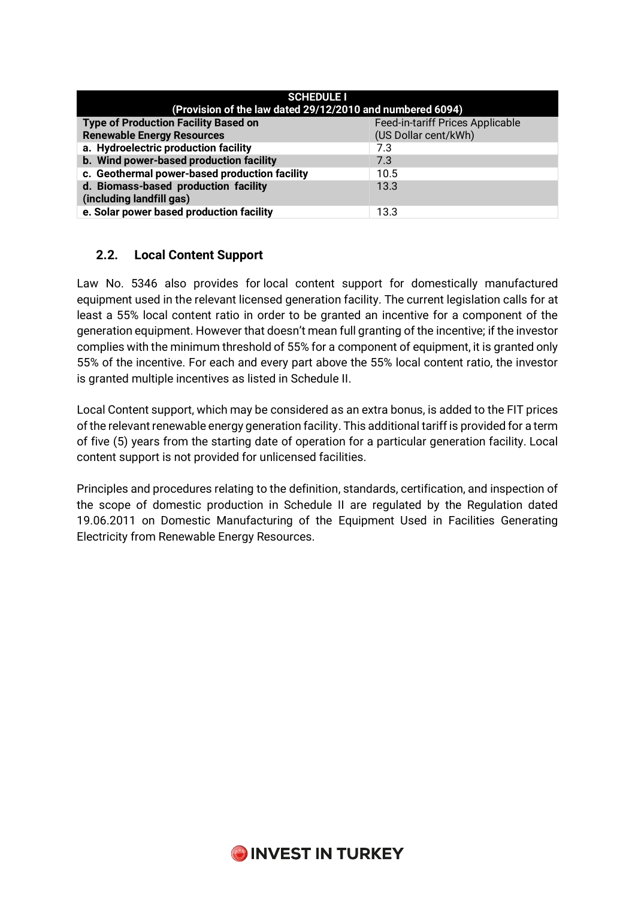| SCHEDULE I (Provision of the law dated 29/12/2010 and numbered 6094) | |
|---|---|
| **Type of Production Facility Based on Renewable Energy Resources** | Feed-in-tariff Prices Applicable (US Dollar cent/kWh) |
| **a. Hydroelectric production facility** | 7.3 |
| **b. Wind power-based production facility** | 7.3 |
| **c. Geothermal power-based production facility** | 10.5 |
| **d. Biomass-based production facility (including landfill gas)** | 13.3 |
| **e. Solar power based production facility** | 13.3 |

### 2.2. Local Content Support

Law No. 5346 also provides for local content support for domestically manufactured equipment used in the relevant licensed generation facility. The current legislation calls for at least a 55% local content ratio in order to be granted an incentive for a component of the generation equipment. However that doesn't mean full granting of the incentive; if the investor complies with the minimum threshold of 55% for a component of equipment, it is granted only 55% of the incentive. For each and every part above the 55% local content ratio, the investor is granted multiple incentives as listed in Schedule II.

Local Content support, which may be considered as an extra bonus, is added to the FIT prices of the relevant renewable energy generation facility. This additional tariff is provided for a term of five (5) years from the starting date of operation for a particular generation facility. Local content support is not provided for unlicensed facilities.

Principles and procedures relating to the definition, standards, certification, and inspection of the scope of domestic production in Schedule II are regulated by the Regulation dated 19.06.2011 on Domestic Manufacturing of the Equipment Used in Facilities Generating Electricity from Renewable Energy Resources.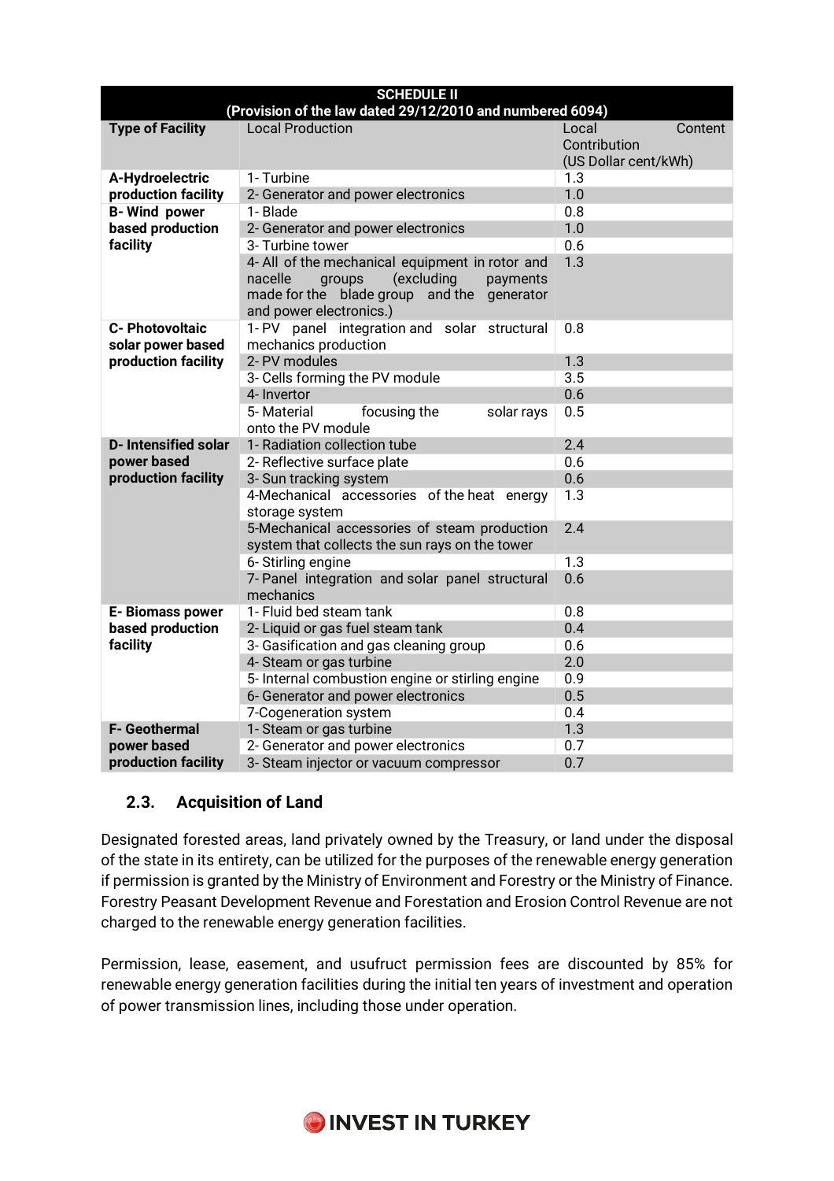| SCHEDULE II (Provision of the law dated 29/12/2010 and numbered 6094) | | |
|---|---|---|
| **Type of Facility** | Local Production | Local Content Contribution (US Dollar cent/kWh) |
| **A-Hydroelectric production facility** | 1- Turbine | 1.3 |
| | 2- Generator and power electronics | 1.0 |
| **B- Wind power based production facility** | 1- Blade | 0.8 |
| | 2- Generator and power electronics | 1.0 |
| | 3- Turbine tower | 0.6 |
| | 4- All of the mechanical equipment in rotor and nacelle groups (excluding payments made for the blade group and the generator and power electronics.) | 1.3 |
| **C- Photovoltaic solar power based production facility** | 1- PV panel integration and solar structural mechanics production | 0.8 |
| | 2- PV modules | 1.3 |
| | 3- Cells forming the PV module | 3.5 |
| | 4- Invertor | 0.6 |
| | 5- Material focusing the solar rays onto the PV module | 0.5 |
| **D- Intensified solar power based production facility** | 1- Radiation collection tube | 2.4 |
| | 2- Reflective surface plate | 0.6 |
| | 3- Sun tracking system | 0.6 |
| | 4-Mechanical accessories of the heat energy storage system | 1.3 |
| | 5-Mechanical accessories of steam production system that collects the sun rays on the tower | 2.4 |
| | 6- Stirling engine | 1.3 |
| | 7- Panel integration and solar panel structural mechanics | 0.6 |
| **E- Biomass power based production facility** | 1- Fluid bed steam tank | 0.8 |
| | 2- Liquid or gas fuel steam tank | 0.4 |
| | 3- Gasification and gas cleaning group | 0.6 |
| | 4- Steam or gas turbine | 2.0 |
| | 5- Internal combustion engine or stirling engine | 0.9 |
| | 6- Generator and power electronics | 0.5 |
| | 7-Cogeneration system | 0.4 |
| **F- Geothermal power based production facility** | 1- Steam or gas turbine | 1.3 |
| | 2- Generator and power electronics | 0.7 |
| | 3- Steam injector or vacuum compressor | 0.7 |

### 2.3. Acquisition of Land

Designated forested areas, land privately owned by the Treasury, or land under the disposal of the state in its entirety, can be utilized for the purposes of the renewable energy generation if permission is granted by the Ministry of Environment and Forestry or the Ministry of Finance. Forestry Peasant Development Revenue and Forestation and Erosion Control Revenue are not charged to the renewable energy generation facilities.

Permission, lease, easement, and usufruct permission fees are discounted by 85% for renewable energy generation facilities during the initial ten years of investment and operation of power transmission lines, including those under operation.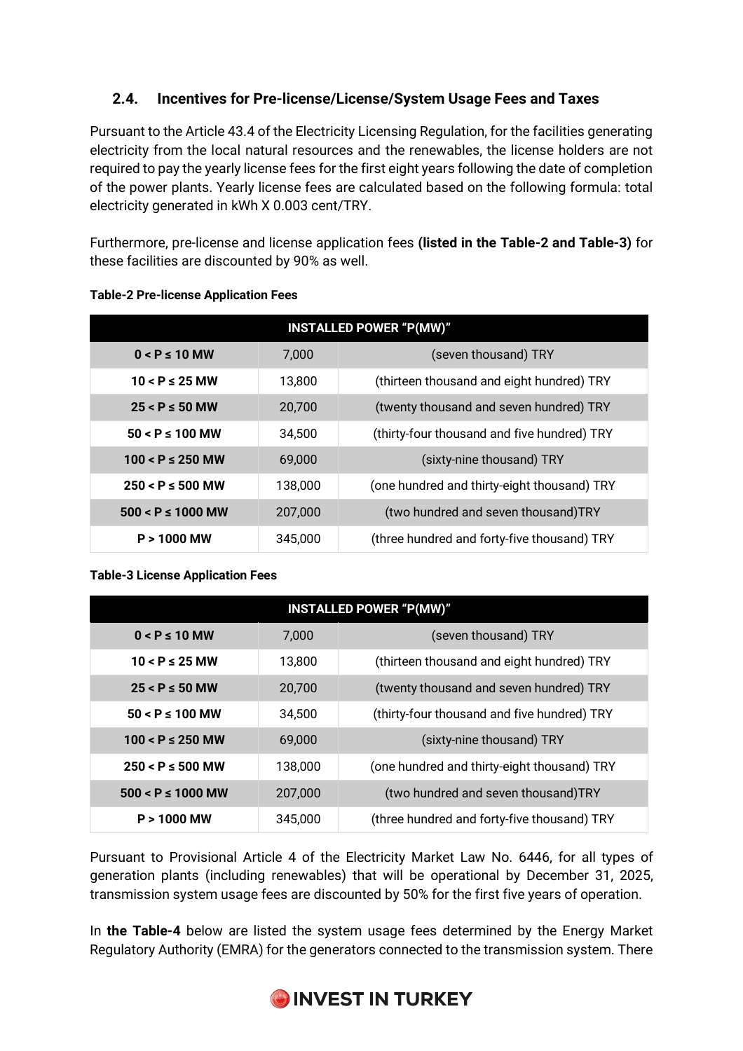## 2.4. Incentives for Pre-license/License/System Usage Fees and Taxes

Pursuant to the Article 43.4 of the Electricity Licensing Regulation, for the facilities generating electricity from the local natural resources and the renewables, the license holders are not required to pay the yearly license fees for the first eight years following the date of completion of the power plants. Yearly license fees are calculated based on the following formula: total electricity generated in kWh X 0.003 cent/TRY.

Furthermore, pre-license and license application fees **(listed in the Table-2 and Table-3)** for these facilities are discounted by 90% as well.

**Table-2 Pre-license Application Fees**

| INSTALLED POWER "P(MW)" | | |
|---|---|---|
| **0 < P ≤ 10 MW** | 7,000 | (seven thousand) TRY |
| **10 < P ≤ 25 MW** | 13,800 | (thirteen thousand and eight hundred) TRY |
| **25 < P ≤ 50 MW** | 20,700 | (twenty thousand and seven hundred) TRY |
| **50 < P ≤ 100 MW** | 34,500 | (thirty-four thousand and five hundred) TRY |
| **100 < P ≤ 250 MW** | 69,000 | (sixty-nine thousand) TRY |
| **250 < P ≤ 500 MW** | 138,000 | (one hundred and thirty-eight thousand) TRY |
| **500 < P ≤ 1000 MW** | 207,000 | (two hundred and seven thousand)TRY |
| **P > 1000 MW** | 345,000 | (three hundred and forty-five thousand) TRY |

**Table-3 License Application Fees**

| INSTALLED POWER "P(MW)" | | |
|---|---|---|
| **0 < P ≤ 10 MW** | 7,000 | (seven thousand) TRY |
| **10 < P ≤ 25 MW** | 13,800 | (thirteen thousand and eight hundred) TRY |
| **25 < P ≤ 50 MW** | 20,700 | (twenty thousand and seven hundred) TRY |
| **50 < P ≤ 100 MW** | 34,500 | (thirty-four thousand and five hundred) TRY |
| **100 < P ≤ 250 MW** | 69,000 | (sixty-nine thousand) TRY |
| **250 < P ≤ 500 MW** | 138,000 | (one hundred and thirty-eight thousand) TRY |
| **500 < P ≤ 1000 MW** | 207,000 | (two hundred and seven thousand)TRY |
| **P > 1000 MW** | 345,000 | (three hundred and forty-five thousand) TRY |

Pursuant to Provisional Article 4 of the Electricity Market Law No. 6446, for all types of generation plants (including renewables) that will be operational by December 31, 2025, transmission system usage fees are discounted by 50% for the first five years of operation.

In **the Table-4** below are listed the system usage fees determined by the Energy Market Regulatory Authority (EMRA) for the generators connected to the transmission system. There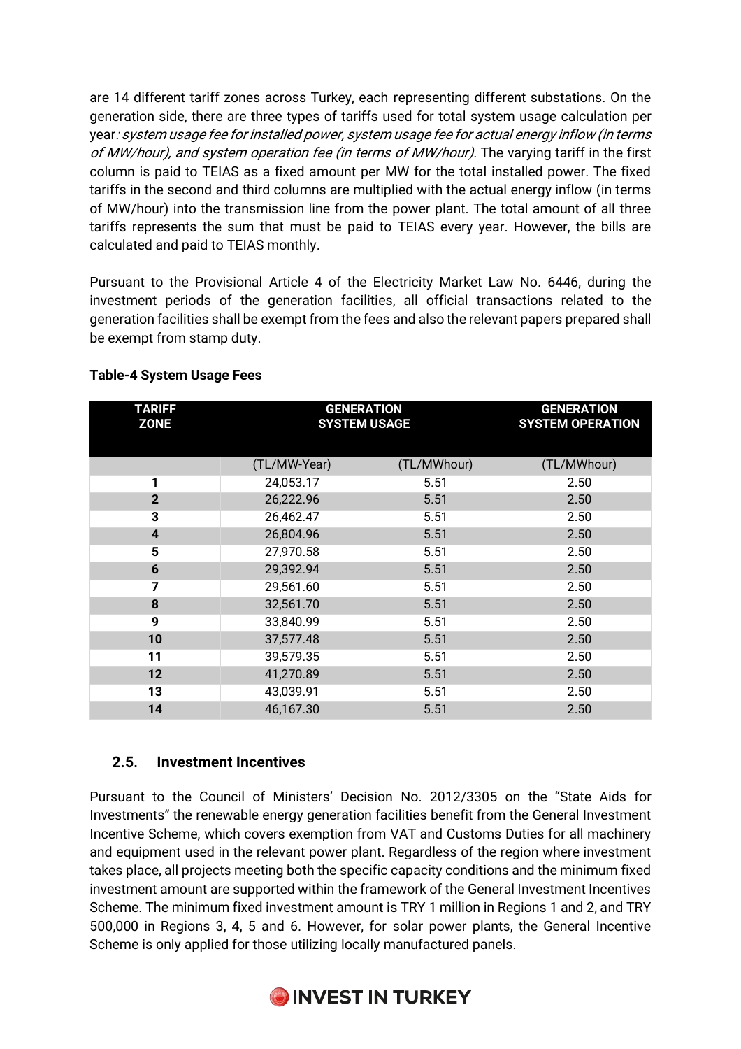are 14 different tariff zones across Turkey, each representing different substations. On the generation side, there are three types of tariffs used for total system usage calculation per year*: system usage fee for installed power, system usage fee for actual energy inflow (in terms of MW/hour), and system operation fee (in terms of MW/hour).* The varying tariff in the first column is paid to TEIAS as a fixed amount per MW for the total installed power. The fixed tariffs in the second and third columns are multiplied with the actual energy inflow (in terms of MW/hour) into the transmission line from the power plant. The total amount of all three tariffs represents the sum that must be paid to TEIAS every year. However, the bills are calculated and paid to TEIAS monthly.

Pursuant to the Provisional Article 4 of the Electricity Market Law No. 6446, during the investment periods of the generation facilities, all official transactions related to the generation facilities shall be exempt from the fees and also the relevant papers prepared shall be exempt from stamp duty.

**Table-4 System Usage Fees**

| TARIFF ZONE | GENERATION SYSTEM USAGE | | GENERATION SYSTEM OPERATION |
|---|---|---|---|
| | (TL/MW-Year) | (TL/MWhour) | (TL/MWhour) |
| **1** | 24,053.17 | 5.51 | 2.50 |
| **2** | 26,222.96 | 5.51 | 2.50 |
| **3** | 26,462.47 | 5.51 | 2.50 |
| **4** | 26,804.96 | 5.51 | 2.50 |
| **5** | 27,970.58 | 5.51 | 2.50 |
| **6** | 29,392.94 | 5.51 | 2.50 |
| **7** | 29,561.60 | 5.51 | 2.50 |
| **8** | 32,561.70 | 5.51 | 2.50 |
| **9** | 33,840.99 | 5.51 | 2.50 |
| **10** | 37,577.48 | 5.51 | 2.50 |
| **11** | 39,579.35 | 5.51 | 2.50 |
| **12** | 41,270.89 | 5.51 | 2.50 |
| **13** | 43,039.91 | 5.51 | 2.50 |
| **14** | 46,167.30 | 5.51 | 2.50 |

## 2.5. Investment Incentives

Pursuant to the Council of Ministers' Decision No. 2012/3305 on the "State Aids for Investments" the renewable energy generation facilities benefit from the General Investment Incentive Scheme, which covers exemption from VAT and Customs Duties for all machinery and equipment used in the relevant power plant. Regardless of the region where investment takes place, all projects meeting both the specific capacity conditions and the minimum fixed investment amount are supported within the framework of the General Investment Incentives Scheme. The minimum fixed investment amount is TRY 1 million in Regions 1 and 2, and TRY 500,000 in Regions 3, 4, 5 and 6. However, for solar power plants, the General Incentive Scheme is only applied for those utilizing locally manufactured panels.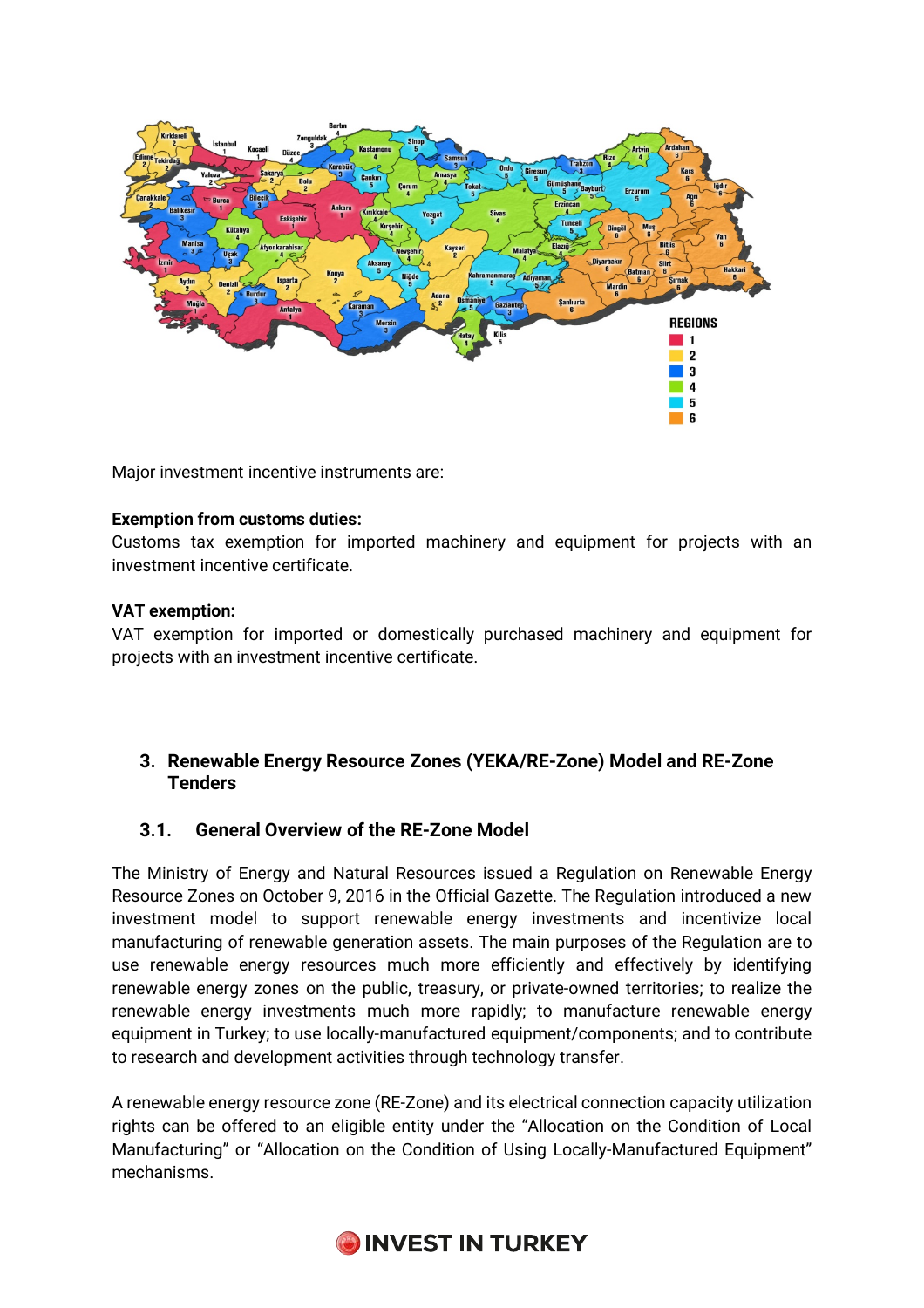Major investment incentive instruments are:

**Exemption from customs duties:**
Customs tax exemption for imported machinery and equipment for projects with an investment incentive certificate.

**VAT exemption:**
VAT exemption for imported or domestically purchased machinery and equipment for projects with an investment incentive certificate.

## 3. Renewable Energy Resource Zones (YEKA/RE-Zone) Model and RE-Zone Tenders

### 3.1. General Overview of the RE-Zone Model

The Ministry of Energy and Natural Resources issued a Regulation on Renewable Energy Resource Zones on October 9, 2016 in the Official Gazette. The Regulation introduced a new investment model to support renewable energy investments and incentivize local manufacturing of renewable generation assets. The main purposes of the Regulation are to use renewable energy resources much more efficiently and effectively by identifying renewable energy zones on the public, treasury, or private-owned territories; to realize the renewable energy investments much more rapidly; to manufacture renewable energy equipment in Turkey; to use locally-manufactured equipment/components; and to contribute to research and development activities through technology transfer.

A renewable energy resource zone (RE-Zone) and its electrical connection capacity utilization rights can be offered to an eligible entity under the "Allocation on the Condition of Local Manufacturing" or "Allocation on the Condition of Using Locally-Manufactured Equipment" mechanisms.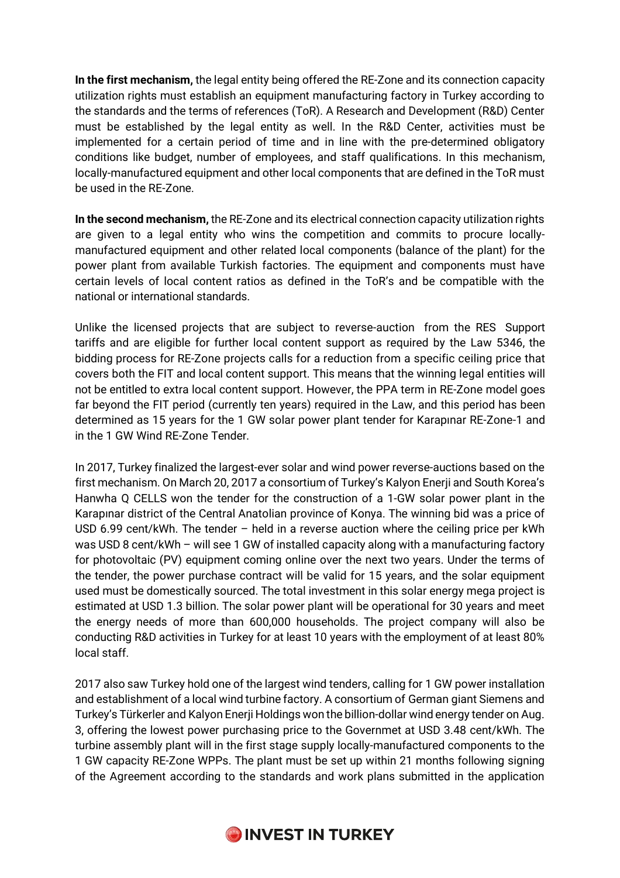**In the first mechanism,** the legal entity being offered the RE-Zone and its connection capacity utilization rights must establish an equipment manufacturing factory in Turkey according to the standards and the terms of references (ToR). A Research and Development (R&D) Center must be established by the legal entity as well. In the R&D Center, activities must be implemented for a certain period of time and in line with the pre-determined obligatory conditions like budget, number of employees, and staff qualifications. In this mechanism, locally-manufactured equipment and other local components that are defined in the ToR must be used in the RE-Zone.

**In the second mechanism,** the RE-Zone and its electrical connection capacity utilization rights are given to a legal entity who wins the competition and commits to procure locally-manufactured equipment and other related local components (balance of the plant) for the power plant from available Turkish factories. The equipment and components must have certain levels of local content ratios as defined in the ToR's and be compatible with the national or international standards.

Unlike the licensed projects that are subject to reverse-auction from the RES Support tariffs and are eligible for further local content support as required by the Law 5346, the bidding process for RE-Zone projects calls for a reduction from a specific ceiling price that covers both the FIT and local content support. This means that the winning legal entities will not be entitled to extra local content support. However, the PPA term in RE-Zone model goes far beyond the FIT period (currently ten years) required in the Law, and this period has been determined as 15 years for the 1 GW solar power plant tender for Karapınar RE-Zone-1 and in the 1 GW Wind RE-Zone Tender.

In 2017, Turkey finalized the largest-ever solar and wind power reverse-auctions based on the first mechanism. On March 20, 2017 a consortium of Turkey's Kalyon Enerji and South Korea's Hanwha Q CELLS won the tender for the construction of a 1-GW solar power plant in the Karapınar district of the Central Anatolian province of Konya. The winning bid was a price of USD 6.99 cent/kWh. The tender – held in a reverse auction where the ceiling price per kWh was USD 8 cent/kWh – will see 1 GW of installed capacity along with a manufacturing factory for photovoltaic (PV) equipment coming online over the next two years. Under the terms of the tender, the power purchase contract will be valid for 15 years, and the solar equipment used must be domestically sourced. The total investment in this solar energy mega project is estimated at USD 1.3 billion. The solar power plant will be operational for 30 years and meet the energy needs of more than 600,000 households. The project company will also be conducting R&D activities in Turkey for at least 10 years with the employment of at least 80% local staff.

2017 also saw Turkey hold one of the largest wind tenders, calling for 1 GW power installation and establishment of a local wind turbine factory. A consortium of German giant Siemens and Turkey's Türkerler and Kalyon Enerji Holdings won the billion-dollar wind energy tender on Aug. 3, offering the lowest power purchasing price to the Governmet at USD 3.48 cent/kWh. The turbine assembly plant will in the first stage supply locally-manufactured components to the 1 GW capacity RE-Zone WPPs. The plant must be set up within 21 months following signing of the Agreement according to the standards and work plans submitted in the application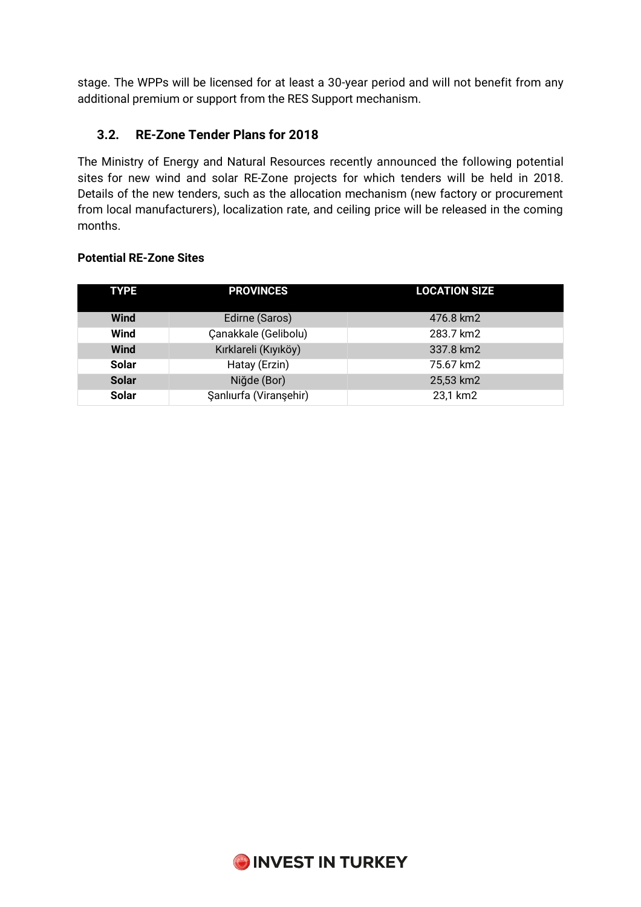stage. The WPPs will be licensed for at least a 30-year period and will not benefit from any additional premium or support from the RES Support mechanism.

### 3.2. RE-Zone Tender Plans for 2018

The Ministry of Energy and Natural Resources recently announced the following potential sites for new wind and solar RE-Zone projects for which tenders will be held in 2018. Details of the new tenders, such as the allocation mechanism (new factory or procurement from local manufacturers), localization rate, and ceiling price will be released in the coming months.

**Potential RE-Zone Sites**

| TYPE | PROVINCES | LOCATION SIZE |
|---|---|---|
| **Wind** | Edirne (Saros) | 476.8 km2 |
| **Wind** | Çanakkale (Gelibolu) | 283.7 km2 |
| **Wind** | Kırklareli (Kıyıköy) | 337.8 km2 |
| **Solar** | Hatay (Erzin) | 75.67 km2 |
| **Solar** | Niğde (Bor) | 25,53 km2 |
| **Solar** | Şanlıurfa (Viranşehir) | 23,1 km2 |